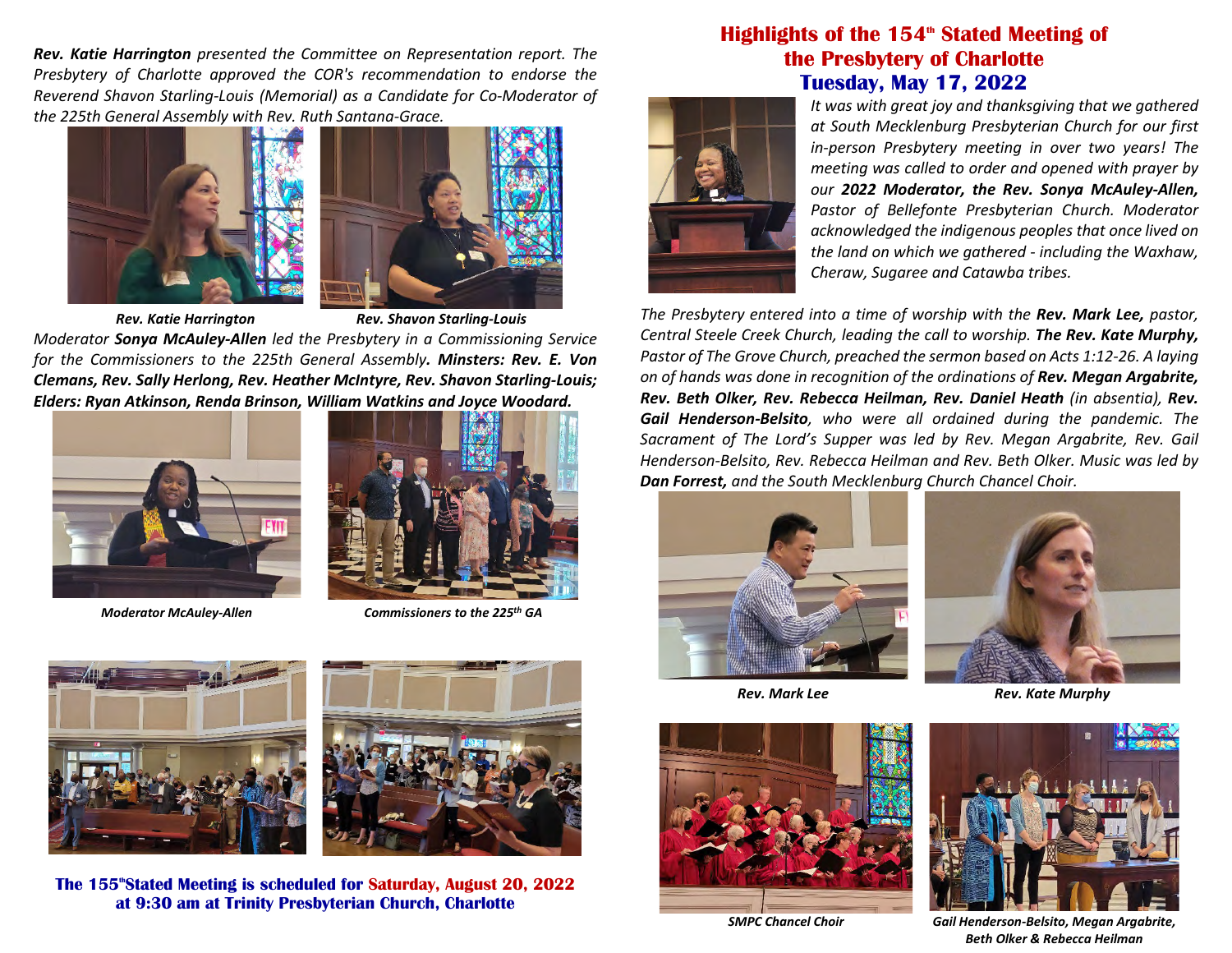# Highlights of the 154th Stated Meeting of the Presbytery of Charlotte

## Tuesday, May 17, 2022

*It was with great joy and thanksgiving that we gathered at South Mecklenburg Presbyterian Church for our first in-person Presbytery meeting in over two years! The meeting was called to order and opened with prayer by our **2022 Moderator, the Rev. Sonya McAuley-Allen,** Pastor of Bellefonte Presbyterian Church. Moderator acknowledged the indigenous peoples that once lived on the land on which we gathered - including the Waxhaw, Cheraw, Sugaree and Catawba tribes.*

*The Presbytery entered into a time of worship with the **Rev. Mark Lee,** pastor, Central Steele Creek Church, leading the call to worship. **The Rev. Kate Murphy,** Pastor of The Grove Church, preached the sermon based on Acts 1:12-26. A laying on of hands was done in recognition of the ordinations of **Rev. Megan Argabrite, Rev. Beth Olker, Rev. Rebecca Heilman, Rev. Daniel Heath** (in absentia), **Rev. Gail Henderson-Belsito**, who were all ordained during the pandemic. The Sacrament of The Lord's Supper was led by Rev. Megan Argabrite, Rev. Gail Henderson-Belsito, Rev. Rebecca Heilman and Rev. Beth Olker. Music was led by **Dan Forrest,** and the South Mecklenburg Church Chancel Choir.*

***Rev. Mark Lee***

***Rev. Kate Murphy***

***SMPC Chancel Choir***

***Gail Henderson-Belsito, Megan Argabrite, Beth Olker & Rebecca Heilman***

***Rev. Katie Harrington** presented the Committee on Representation report. The Presbytery of Charlotte approved the COR's recommendation to endorse the Reverend Shavon Starling-Louis (Memorial) as a Candidate for Co-Moderator of the 225th General Assembly with Rev. Ruth Santana-Grace.*

***Rev. Katie Harrington***

***Rev. Shavon Starling-Louis***

*Moderator **Sonya McAuley-Allen** led the Presbytery in a Commissioning Service for the Commissioners to the 225th General Assembly**. Minsters: Rev. E. Von Clemans, Rev. Sally Herlong, Rev. Heather McIntyre, Rev. Shavon Starling-Louis; Elders: Ryan Atkinson, Renda Brinson, William Watkins and Joyce Woodard.***

***Moderator McAuley-Allen***

***Commissioners to the 225th GA***

**The 155th Stated Meeting is scheduled for Saturday, August 20, 2022 at 9:30 am at Trinity Presbyterian Church, Charlotte**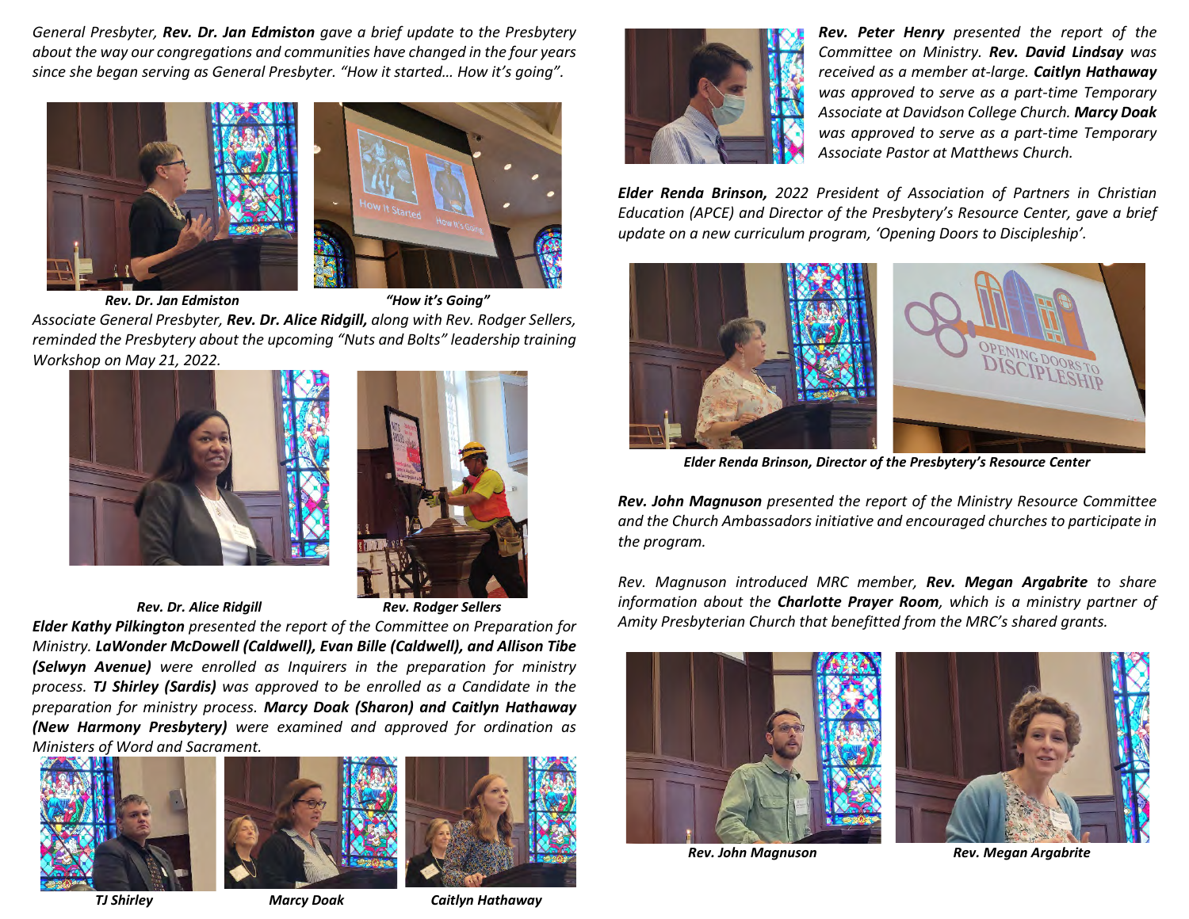*General Presbyter, **Rev. Dr. Jan Edmiston** gave a brief update to the Presbytery about the way our congregations and communities have changed in the four years since she began serving as General Presbyter. "How it started… How it's going".*

***Rev. Dr. Jan Edmiston***

***"How it's Going"***

*Associate General Presbyter, **Rev. Dr. Alice Ridgill,** along with Rev. Rodger Sellers, reminded the Presbytery about the upcoming "Nuts and Bolts" leadership training Workshop on May 21, 2022.*

***Rev. Dr. Alice Ridgill***

***Rev. Rodger Sellers***

***Elder Kathy Pilkington** presented the report of the Committee on Preparation for Ministry. **LaWonder McDowell (Caldwell), Evan Bille (Caldwell), and Allison Tibe (Selwyn Avenue)** were enrolled as Inquirers in the preparation for ministry process. **TJ Shirley (Sardis)** was approved to be enrolled as a Candidate in the preparation for ministry process. **Marcy Doak (Sharon) and Caitlyn Hathaway (New Harmony Presbytery)** were examined and approved for ordination as Ministers of Word and Sacrament.*

***TJ Shirley***

***Marcy Doak***

***Caitlyn Hathaway***

***Rev. Peter Henry** presented the report of the Committee on Ministry. **Rev. David Lindsay** was received as a member at-large. **Caitlyn Hathaway** was approved to serve as a part-time Temporary Associate at Davidson College Church. **Marcy Doak** was approved to serve as a part-time Temporary Associate Pastor at Matthews Church.*

***Elder Renda Brinson,** 2022 President of Association of Partners in Christian Education (APCE) and Director of the Presbytery's Resource Center, gave a brief update on a new curriculum program, 'Opening Doors to Discipleship'.*

***Elder Renda Brinson, Director of the Presbytery's Resource Center***

***Rev. John Magnuson** presented the report of the Ministry Resource Committee and the Church Ambassadors initiative and encouraged churches to participate in the program.*

*Rev. Magnuson introduced MRC member, **Rev. Megan Argabrite** to share information about the **Charlotte Prayer Room**, which is a ministry partner of Amity Presbyterian Church that benefitted from the MRC's shared grants.*

***Rev. John Magnuson***

***Rev. Megan Argabrite***